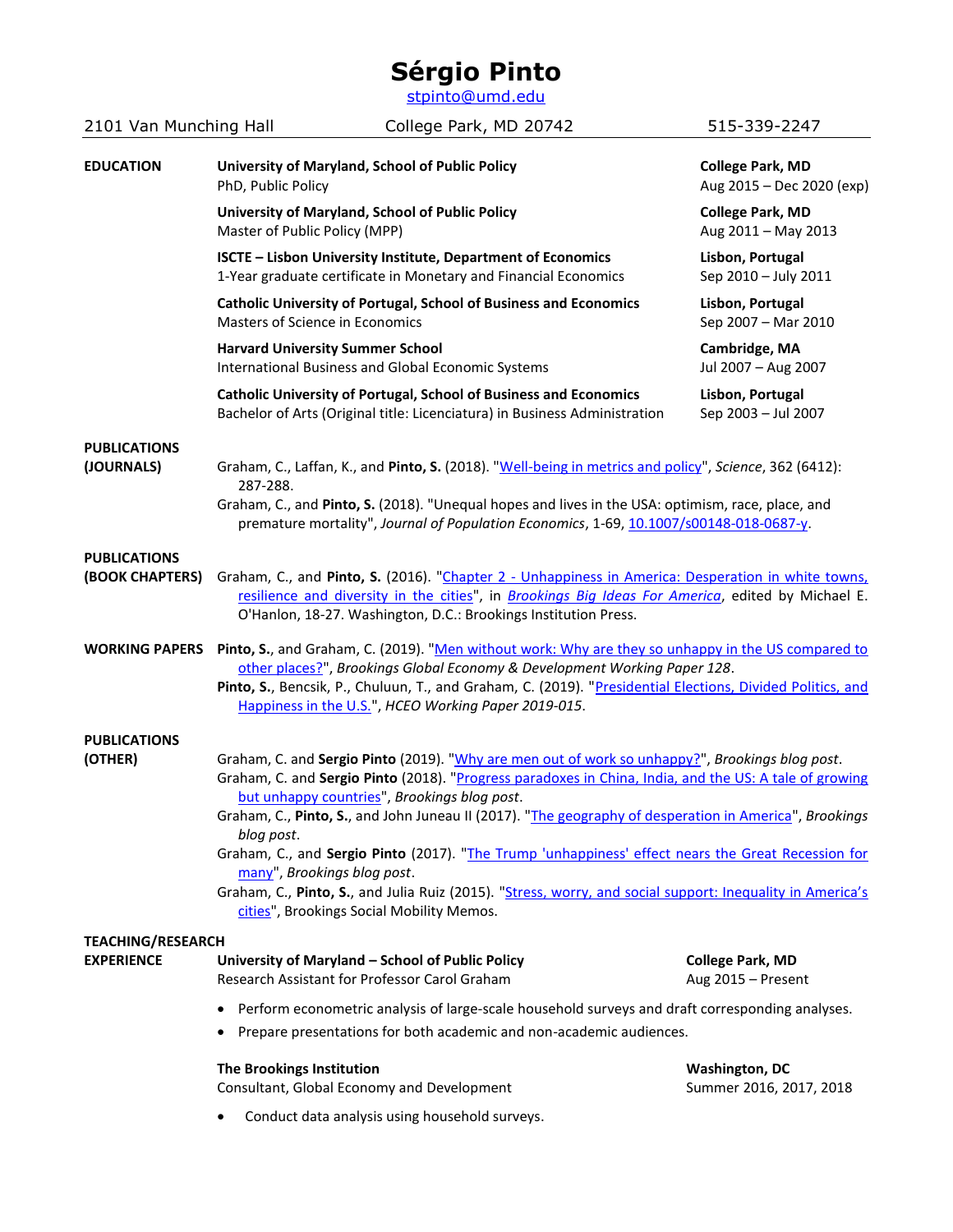# Sérgio Pinto

stpinto@umd.edu

2101 Van Munching Hall | College Park, MD 20742 | 515-339-2247

## EDUCATION

**University of Maryland, School of Public Policy** — **College Park, MD**
PhD, Public Policy — Aug 2015 – Dec 2020 (exp)

**University of Maryland, School of Public Policy** — **College Park, MD**
Master of Public Policy (MPP) — Aug 2011 – May 2013

**ISCTE – Lisbon University Institute, Department of Economics** — **Lisbon, Portugal**
1-Year graduate certificate in Monetary and Financial Economics — Sep 2010 – July 2011

**Catholic University of Portugal, School of Business and Economics** — **Lisbon, Portugal**
Masters of Science in Economics — Sep 2007 – Mar 2010

**Harvard University Summer School** — **Cambridge, MA**
International Business and Global Economic Systems — Jul 2007 – Aug 2007

**Catholic University of Portugal, School of Business and Economics** — **Lisbon, Portugal**
Bachelor of Arts (Original title: Licenciatura) in Business Administration — Sep 2003 – Jul 2007

## PUBLICATIONS (JOURNALS)

Graham, C., Laffan, K., and **Pinto, S.** (2018). "Well-being in metrics and policy", *Science*, 362 (6412): 287-288.

Graham, C., and **Pinto, S.** (2018). "Unequal hopes and lives in the USA: optimism, race, place, and premature mortality", *Journal of Population Economics*, 1-69, 10.1007/s00148-018-0687-y.

## PUBLICATIONS (BOOK CHAPTERS)

Graham, C., and **Pinto, S.** (2016). "Chapter 2 - Unhappiness in America: Desperation in white towns, resilience and diversity in the cities", in *Brookings Big Ideas For America*, edited by Michael E. O'Hanlon, 18-27. Washington, D.C.: Brookings Institution Press.

## WORKING PAPERS

**Pinto, S.**, and Graham, C. (2019). "Men without work: Why are they so unhappy in the US compared to other places?", *Brookings Global Economy & Development Working Paper 128*.

**Pinto, S.**, Bencsik, P., Chuluun, T., and Graham, C. (2019). "Presidential Elections, Divided Politics, and Happiness in the U.S.", *HCEO Working Paper 2019-015*.

## PUBLICATIONS (OTHER)

Graham, C. and **Sergio Pinto** (2019). "Why are men out of work so unhappy?", *Brookings blog post*.

Graham, C. and **Sergio Pinto** (2018). "Progress paradoxes in China, India, and the US: A tale of growing but unhappy countries", *Brookings blog post*.

Graham, C., **Pinto, S.**, and John Juneau II (2017). "The geography of desperation in America", *Brookings blog post*.

Graham, C., and **Sergio Pinto** (2017). "The Trump 'unhappiness' effect nears the Great Recession for many", *Brookings blog post*.

Graham, C., **Pinto, S.**, and Julia Ruiz (2015). "Stress, worry, and social support: Inequality in America's cities", Brookings Social Mobility Memos.

## TEACHING/RESEARCH EXPERIENCE

**University of Maryland – School of Public Policy** — **College Park, MD**
Research Assistant for Professor Carol Graham — Aug 2015 – Present

- Perform econometric analysis of large-scale household surveys and draft corresponding analyses.
- Prepare presentations for both academic and non-academic audiences.

**The Brookings Institution** — **Washington, DC**
Consultant, Global Economy and Development — Summer 2016, 2017, 2018

- Conduct data analysis using household surveys.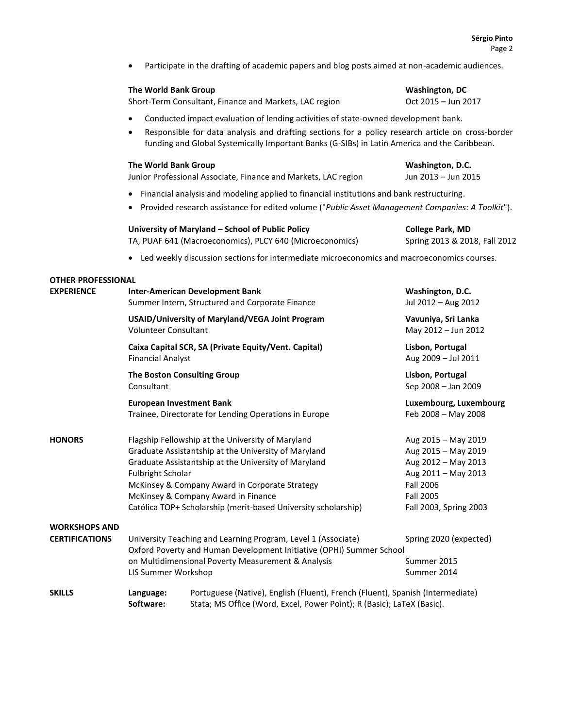- Participate in the drafting of academic papers and blog posts aimed at non-academic audiences.

**The World Bank Group** — **Washington, DC**
Short-Term Consultant, Finance and Markets, LAC region — Oct 2015 – Jun 2017

- Conducted impact evaluation of lending activities of state-owned development bank.
- Responsible for data analysis and drafting sections for a policy research article on cross-border funding and Global Systemically Important Banks (G-SIBs) in Latin America and the Caribbean.

**The World Bank Group** — **Washington, D.C.**
Junior Professional Associate, Finance and Markets, LAC region — Jun 2013 – Jun 2015

- Financial analysis and modeling applied to financial institutions and bank restructuring.
- Provided research assistance for edited volume ("*Public Asset Management Companies: A Toolkit*").

**University of Maryland – School of Public Policy** — **College Park, MD**
TA, PUAF 641 (Macroeconomics), PLCY 640 (Microeconomics) — Spring 2013 & 2018, Fall 2012

- Led weekly discussion sections for intermediate microeconomics and macroeconomics courses.

## OTHER PROFESSIONAL EXPERIENCE

**Inter-American Development Bank** — **Washington, D.C.**
Summer Intern, Structured and Corporate Finance — Jul 2012 – Aug 2012

**USAID/University of Maryland/VEGA Joint Program** — **Vavuniya, Sri Lanka**
Volunteer Consultant — May 2012 – Jun 2012

**Caixa Capital SCR, SA (Private Equity/Vent. Capital)** — **Lisbon, Portugal**
Financial Analyst — Aug 2009 – Jul 2011

**The Boston Consulting Group** — **Lisbon, Portugal**
Consultant — Sep 2008 – Jan 2009

**European Investment Bank** — **Luxembourg, Luxembourg**
Trainee, Directorate for Lending Operations in Europe — Feb 2008 – May 2008

## HONORS

| | |
|---|---|
| Flagship Fellowship at the University of Maryland | Aug 2015 – May 2019 |
| Graduate Assistantship at the University of Maryland | Aug 2015 – May 2019 |
| Graduate Assistantship at the University of Maryland | Aug 2012 – May 2013 |
| Fulbright Scholar | Aug 2011 – May 2013 |
| McKinsey & Company Award in Corporate Strategy | Fall 2006 |
| McKinsey & Company Award in Finance | Fall 2005 |
| Católica TOP+ Scholarship (merit-based University scholarship) | Fall 2003, Spring 2003 |

## WORKSHOPS AND CERTIFICATIONS

| | |
|---|---|
| University Teaching and Learning Program, Level 1 (Associate) | Spring 2020 (expected) |
| Oxford Poverty and Human Development Initiative (OPHI) Summer School on Multidimensional Poverty Measurement & Analysis | Summer 2015 |
| LIS Summer Workshop | Summer 2014 |

## SKILLS

**Language:** Portuguese (Native), English (Fluent), French (Fluent), Spanish (Intermediate)
**Software:** Stata; MS Office (Word, Excel, Power Point); R (Basic); LaTeX (Basic).